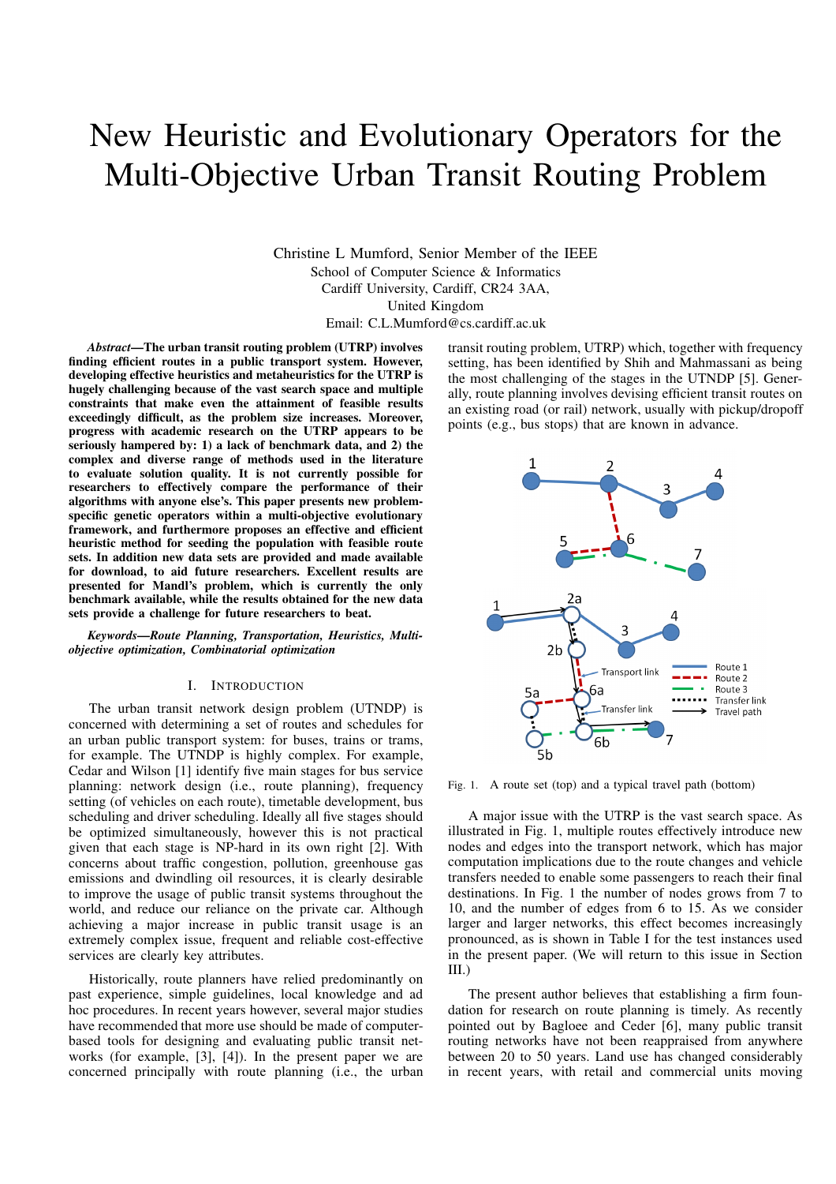# New Heuristic and Evolutionary Operators for the Multi-Objective Urban Transit Routing Problem

Christine L Mumford, Senior Member of the IEEE
School of Computer Science & Informatics
Cardiff University, Cardiff, CR24 3AA,
United Kingdom
Email: C.L.Mumford@cs.cardiff.ac.uk

***Abstract*—The urban transit routing problem (UTRP) involves finding efficient routes in a public transport system. However, developing effective heuristics and metaheuristics for the UTRP is hugely challenging because of the vast search space and multiple constraints that make even the attainment of feasible results exceedingly difficult, as the problem size increases. Moreover, progress with academic research on the UTRP appears to be seriously hampered by: 1) a lack of benchmark data, and 2) the complex and diverse range of methods used in the literature to evaluate solution quality. It is not currently possible for researchers to effectively compare the performance of their algorithms with anyone else's. This paper presents new problem-specific genetic operators within a multi-objective evolutionary framework, and furthermore proposes an effective and efficient heuristic method for seeding the population with feasible route sets. In addition new data sets are provided and made available for download, to aid future researchers. Excellent results are presented for Mandl's problem, which is currently the only benchmark available, while the results obtained for the new data sets provide a challenge for future researchers to beat.**

***Keywords*—Route Planning, Transportation, Heuristics, Multi-objective optimization, Combinatorial optimization**

## I. Introduction

The urban transit network design problem (UTNDP) is concerned with determining a set of routes and schedules for an urban public transport system: for buses, trains or trams, for example. The UTNDP is highly complex. For example, Cedar and Wilson [1] identify five main stages for bus service planning: network design (i.e., route planning), frequency setting (of vehicles on each route), timetable development, bus scheduling and driver scheduling. Ideally all five stages should be optimized simultaneously, however this is not practical given that each stage is NP-hard in its own right [2]. With concerns about traffic congestion, pollution, greenhouse gas emissions and dwindling oil resources, it is clearly desirable to improve the usage of public transit systems throughout the world, and reduce our reliance on the private car. Although achieving a major increase in public transit usage is an extremely complex issue, frequent and reliable cost-effective services are clearly key attributes.

Historically, route planners have relied predominantly on past experience, simple guidelines, local knowledge and ad hoc procedures. In recent years however, several major studies have recommended that more use should be made of computer-based tools for designing and evaluating public transit networks (for example, [3], [4]). In the present paper we are concerned principally with route planning (i.e., the urban transit routing problem, UTRP) which, together with frequency setting, has been identified by Shih and Mahmassani as being the most challenging of the stages in the UTNDP [5]. Generally, route planning involves devising efficient transit routes on an existing road (or rail) network, usually with pickup/dropoff points (e.g., bus stops) that are known in advance.

Fig. 1. A route set (top) and a typical travel path (bottom)

A major issue with the UTRP is the vast search space. As illustrated in Fig. 1, multiple routes effectively introduce new nodes and edges into the transport network, which has major computation implications due to the route changes and vehicle transfers needed to enable some passengers to reach their final destinations. In Fig. 1 the number of nodes grows from 7 to 10, and the number of edges from 6 to 15. As we consider larger and larger networks, this effect becomes increasingly pronounced, as is shown in Table I for the test instances used in the present paper. (We will return to this issue in Section III.)

The present author believes that establishing a firm foundation for research on route planning is timely. As recently pointed out by Bagloee and Ceder [6], many public transit routing networks have not been reappraised from anywhere between 20 to 50 years. Land use has changed considerably in recent years, with retail and commercial units moving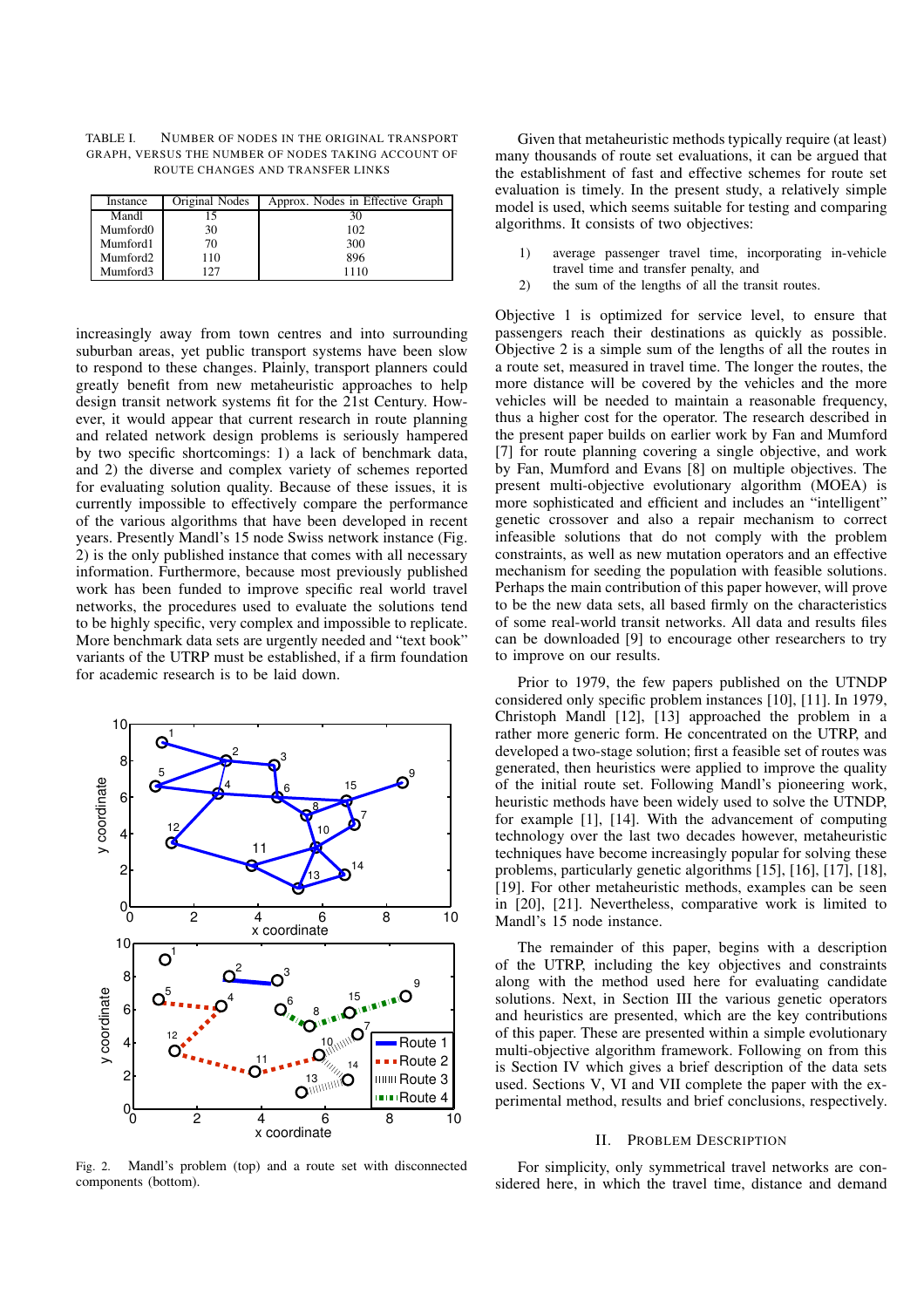TABLE I. NUMBER OF NODES IN THE ORIGINAL TRANSPORT GRAPH, VERSUS THE NUMBER OF NODES TAKING ACCOUNT OF ROUTE CHANGES AND TRANSFER LINKS

| Instance | Original Nodes | Approx. Nodes in Effective Graph |
|---|---|---|
| Mandl | 15 | 30 |
| Mumford0 | 30 | 102 |
| Mumford1 | 70 | 300 |
| Mumford2 | 110 | 896 |
| Mumford3 | 127 | 1110 |

increasingly away from town centres and into surrounding suburban areas, yet public transport systems have been slow to respond to these changes. Plainly, transport planners could greatly benefit from new metaheuristic approaches to help design transit network systems fit for the 21st Century. However, it would appear that current research in route planning and related network design problems is seriously hampered by two specific shortcomings: 1) a lack of benchmark data, and 2) the diverse and complex variety of schemes reported for evaluating solution quality. Because of these issues, it is currently impossible to effectively compare the performance of the various algorithms that have been developed in recent years. Presently Mandl's 15 node Swiss network instance (Fig. 2) is the only published instance that comes with all necessary information. Furthermore, because most previously published work has been funded to improve specific real world travel networks, the procedures used to evaluate the solutions tend to be highly specific, very complex and impossible to replicate. More benchmark data sets are urgently needed and "text book" variants of the UTRP must be established, if a firm foundation for academic research is to be laid down.

Fig. 2. Mandl's problem (top) and a route set with disconnected components (bottom).

Given that metaheuristic methods typically require (at least) many thousands of route set evaluations, it can be argued that the establishment of fast and effective schemes for route set evaluation is timely. In the present study, a relatively simple model is used, which seems suitable for testing and comparing algorithms. It consists of two objectives:

1) average passenger travel time, incorporating in-vehicle travel time and transfer penalty, and
2) the sum of the lengths of all the transit routes.

Objective 1 is optimized for service level, to ensure that passengers reach their destinations as quickly as possible. Objective 2 is a simple sum of the lengths of all the routes in a route set, measured in travel time. The longer the routes, the more distance will be covered by the vehicles and the more vehicles will be needed to maintain a reasonable frequency, thus a higher cost for the operator. The research described in the present paper builds on earlier work by Fan and Mumford [7] for route planning covering a single objective, and work by Fan, Mumford and Evans [8] on multiple objectives. The present multi-objective evolutionary algorithm (MOEA) is more sophisticated and efficient and includes an "intelligent" genetic crossover and also a repair mechanism to correct infeasible solutions that do not comply with the problem constraints, as well as new mutation operators and an effective mechanism for seeding the population with feasible solutions. Perhaps the main contribution of this paper however, will prove to be the new data sets, all based firmly on the characteristics of some real-world transit networks. All data and results files can be downloaded [9] to encourage other researchers to try to improve on our results.

Prior to 1979, the few papers published on the UTNDP considered only specific problem instances [10], [11]. In 1979, Christoph Mandl [12], [13] approached the problem in a rather more generic form. He concentrated on the UTRP, and developed a two-stage solution; first a feasible set of routes was generated, then heuristics were applied to improve the quality of the initial route set. Following Mandl's pioneering work, heuristic methods have been widely used to solve the UTNDP, for example [1], [14]. With the advancement of computing technology over the last two decades however, metaheuristic techniques have become increasingly popular for solving these problems, particularly genetic algorithms [15], [16], [17], [18], [19]. For other metaheuristic methods, examples can be seen in [20], [21]. Nevertheless, comparative work is limited to Mandl's 15 node instance.

The remainder of this paper, begins with a description of the UTRP, including the key objectives and constraints along with the method used here for evaluating candidate solutions. Next, in Section III the various genetic operators and heuristics are presented, which are the key contributions of this paper. These are presented within a simple evolutionary multi-objective algorithm framework. Following on from this is Section IV which gives a brief description of the data sets used. Sections V, VI and VII complete the paper with the experimental method, results and brief conclusions, respectively.

## II. PROBLEM DESCRIPTION

For simplicity, only symmetrical travel networks are considered here, in which the travel time, distance and demand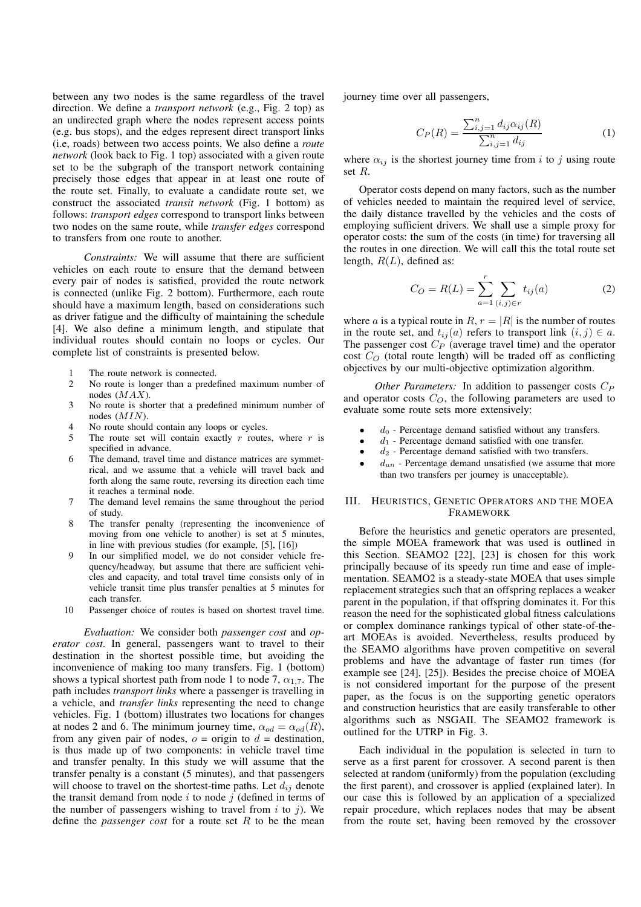between any two nodes is the same regardless of the travel direction. We define a *transport network* (e.g., Fig. 2 top) as an undirected graph where the nodes represent access points (e.g. bus stops), and the edges represent direct transport links (i.e, roads) between two access points. We also define a *route network* (look back to Fig. 1 top) associated with a given route set to be the subgraph of the transport network containing precisely those edges that appear in at least one route of the route set. Finally, to evaluate a candidate route set, we construct the associated *transit network* (Fig. 1 bottom) as follows: *transport edges* correspond to transport links between two nodes on the same route, while *transfer edges* correspond to transfers from one route to another.

*Constraints:* We will assume that there are sufficient vehicles on each route to ensure that the demand between every pair of nodes is satisfied, provided the route network is connected (unlike Fig. 2 bottom). Furthermore, each route should have a maximum length, based on considerations such as driver fatigue and the difficulty of maintaining the schedule [4]. We also define a minimum length, and stipulate that individual routes should contain no loops or cycles. Our complete list of constraints is presented below.

1. The route network is connected.
2. No route is longer than a predefined maximum number of nodes ($MAX$).
3. No route is shorter that a predefined minimum number of nodes ($MIN$).
4. No route should contain any loops or cycles.
5. The route set will contain exactly $r$ routes, where $r$ is specified in advance.
6. The demand, travel time and distance matrices are symmetrical, and we assume that a vehicle will travel back and forth along the same route, reversing its direction each time it reaches a terminal node.
7. The demand level remains the same throughout the period of study.
8. The transfer penalty (representing the inconvenience of moving from one vehicle to another) is set at 5 minutes, in line with previous studies (for example, [5], [16])
9. In our simplified model, we do not consider vehicle frequency/headway, but assume that there are sufficient vehicles and capacity, and total travel time consists only of in vehicle transit time plus transfer penalties at 5 minutes for each transfer.
10. Passenger choice of routes is based on shortest travel time.

*Evaluation:* We consider both *passenger cost* and *operator cost*. In general, passengers want to travel to their destination in the shortest possible time, but avoiding the inconvenience of making too many transfers. Fig. 1 (bottom) shows a typical shortest path from node 1 to node 7, $\alpha_{1,7}$. The path includes *transport links* where a passenger is travelling in a vehicle, and *transfer links* representing the need to change vehicles. Fig. 1 (bottom) illustrates two locations for changes at nodes 2 and 6. The minimum journey time, $\alpha_{od} = \alpha_{od}(R)$, from any given pair of nodes, $o$ = origin to $d$ = destination, is thus made up of two components: in vehicle travel time and transfer penalty. In this study we will assume that the transfer penalty is a constant (5 minutes), and that passengers will choose to travel on the shortest-time paths. Let $d_{ij}$ denote the transit demand from node $i$ to node $j$ (defined in terms of the number of passengers wishing to travel from $i$ to $j$). We define the *passenger cost* for a route set $R$ to be the mean journey time over all passengers,

$$C_P(R) = \frac{\sum_{i,j=1}^{n} d_{ij}\alpha_{ij}(R)}{\sum_{i,j=1}^{n} d_{ij}} \tag{1}$$

where $\alpha_{ij}$ is the shortest journey time from $i$ to $j$ using route set $R$.

Operator costs depend on many factors, such as the number of vehicles needed to maintain the required level of service, the daily distance travelled by the vehicles and the costs of employing sufficient drivers. We shall use a simple proxy for operator costs: the sum of the costs (in time) for traversing all the routes in one direction. We will call this the total route set length, $R(L)$, defined as:

$$C_O = R(L) = \sum_{a=1}^{r} \sum_{(i,j)\in r} t_{ij}(a) \tag{2}$$

where $a$ is a typical route in $R$, $r = |R|$ is the number of routes in the route set, and $t_{ij}(a)$ refers to transport link $(i, j) \in a$. The passenger cost $C_P$ (average travel time) and the operator cost $C_O$ (total route length) will be traded off as conflicting objectives by our multi-objective optimization algorithm.

*Other Parameters:* In addition to passenger costs $C_P$ and operator costs $C_O$, the following parameters are used to evaluate some route sets more extensively:

- $d_0$ - Percentage demand satisfied without any transfers.
- $d_1$ - Percentage demand satisfied with one transfer.
- $d_2$ - Percentage demand satisfied with two transfers.
- $d_{un}$ - Percentage demand unsatisfied (we assume that more than two transfers per journey is unacceptable).

## III. Heuristics, Genetic Operators and the MOEA Framework

Before the heuristics and genetic operators are presented, the simple MOEA framework that was used is outlined in this Section. SEAMO2 [22], [23] is chosen for this work principally because of its speedy run time and ease of implementation. SEAMO2 is a steady-state MOEA that uses simple replacement strategies such that an offspring replaces a weaker parent in the population, if that offspring dominates it. For this reason the need for the sophisticated global fitness calculations or complex dominance rankings typical of other state-of-the-art MOEAs is avoided. Nevertheless, results produced by the SEAMO algorithms have proven competitive on several problems and have the advantage of faster run times (for example see [24], [25]). Besides the precise choice of MOEA is not considered important for the purpose of the present paper, as the focus is on the supporting genetic operators and construction heuristics that are easily transferable to other algorithms such as NSGAII. The SEAMO2 framework is outlined for the UTRP in Fig. 3.

Each individual in the population is selected in turn to serve as a first parent for crossover. A second parent is then selected at random (uniformly) from the population (excluding the first parent), and crossover is applied (explained later). In our case this is followed by an application of a specialized repair procedure, which replaces nodes that may be absent from the route set, having been removed by the crossover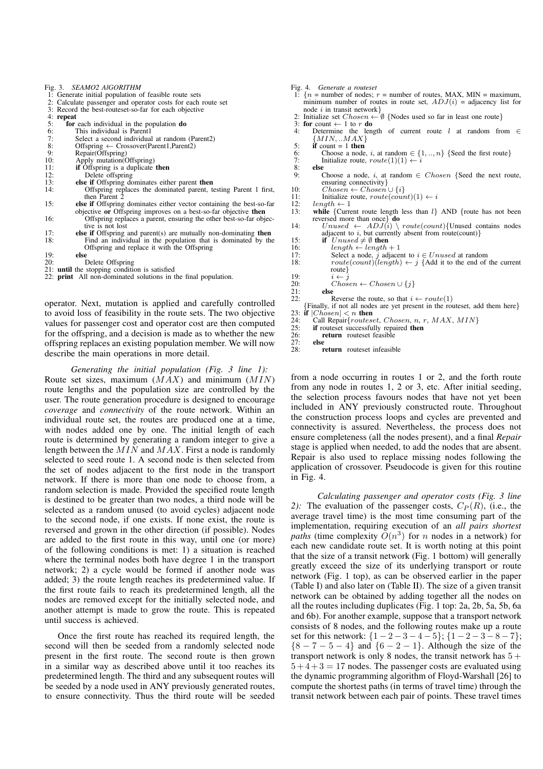Fig. 3. *SEAMO2 AlGORITHM*

```
1:  Generate initial population of feasible route sets
2:  Calculate passenger and operator costs for each route set
3:  Record the best-routeset-so-far for each objective
4:  repeat
5:     for each individual in the population do
6:        This individual is Parent1
7:        Select a second individual at random (Parent2)
8:        Offspring ← Crossover(Parent1,Parent2)
9:        Repair(Offspring)
10:       Apply mutation(Offspring)
11:       if Offspring is a duplicate then
12:          Delete offspring
13:       else if Offspring dominates either parent then
14:          Offspring replaces the dominated parent, testing Parent 1 first,
             then Parent 2
15:       else if Offspring dominates either vector containing the best-so-far
          objective or Offspring improves on a best-so-far objective then
16:          Offspring replaces a parent, ensuring the other best-so-far objec-
             tive is not lost
17:       else if Offspring and parent(s) are mutually non-dominating then
18:          Find an individual in the population that is dominated by the
             Offspring and replace it with the Offspring
19:       else
20:          Delete Offspring
21: until the stopping condition is satisfied
22: print All non-dominated solutions in the final population.
```

operator. Next, mutation is applied and carefully controlled to avoid loss of feasibility in the route sets. The two objective values for passenger cost and operator cost are then computed for the offspring, and a decision is made as to whether the new offspring replaces an existing population member. We will now describe the main operations in more detail.

*Generating the initial population (Fig. 3 line 1):* Route set sizes, maximum ($MAX$) and minimum ($MIN$) route lengths and the population size are controlled by the user. The route generation procedure is designed to encourage *coverage* and *connectivity* of the route network. Within an individual route set, the routes are produced one at a time, with nodes added one by one. The initial length of each route is determined by generating a random integer to give a length between the $MIN$ and $MAX$. First a node is randomly selected to seed route 1. A second node is then selected from the set of nodes adjacent to the first node in the transport network. If there is more than one node to choose from, a random selection is made. Provided the specified route length is destined to be greater than two nodes, a third node will be selected as a random unused (to avoid cycles) adjacent node to the second node, if one exists. If none exist, the route is reversed and grown in the other direction (if possible). Nodes are added to the first route in this way, until one (or more) of the following conditions is met: 1) a situation is reached where the terminal nodes both have degree 1 in the transport network; 2) a cycle would be formed if another node was added; 3) the route length reaches its predetermined value. If the first route fails to reach its predetermined length, all the nodes are removed except for the initially selected node, and another attempt is made to grow the route. This is repeated until success is achieved.

Once the first route has reached its required length, the second will then be seeded from a randomly selected node present in the first route. The second route is then grown in a similar way as described above until it too reaches its predetermined length. The third and any subsequent routes will be seeded by a node used in ANY previously generated routes, to ensure connectivity. Thus the third route will be seeded

Fig. 4. *Generate a routeset*

```
1:  {n = number of nodes; r = number of routes, MAX, MIN = maximum,
    minimum number of routes in route set, ADJ(i) = adjacency list for
    node i in transit network}
2:  Initialize set Chosen ← ∅ {Nodes used so far in least one route}
3:  for count ← 1 to r do
4:     Determine the length of current route l at random from ∈
       {MIN, ..MAX}
5:     if count = 1 then
6:        Choose a node, i, at random ∈ {1, .., n} {Seed the first route}
7:        Initialize route, route(1)(1) ← i
8:     else
9:        Choose a node, i, at random ∈ Chosen {Seed the next route,
          ensuring connectivity}
10:       Chosen ← Chosen ∪ {i}
11:       Initialize route, route(count)(1) ← i
12:    length ← 1
13:    while {Current route length less than l} AND {route has not been
       reversed more than once} do
14:       Unused ← ADJ(i) \ route(count){Unused contains nodes
          adjacent to i, but currently absent from route(count)}
15:       if Unused ≠ ∅ then
16:          length ← length + 1
17:          Select a node, j adjacent to i ∈ Unused at random
18:          route(count)(length) ← j {Add it to the end of the current
             route}
19:          i ← j
20:          Chosen ← Chosen ∪ {j}
21:       else
22:          Reverse the route, so that i ← route(1)
    {Finally, if not all nodes are yet present in the routeset, add them here}
23: if |Chosen| < n then
24:    Call Repair{routeset, Chosen, n, r, MAX, MIN}
25:    if routeset successfully repaired then
26:       return routeset feasible
27:    else
28:       return routeset infeasible
```

from a node occurring in routes 1 or 2, and the forth route from any node in routes 1, 2 or 3, etc. After initial seeding, the selection process favours nodes that have not yet been included in ANY previously constructed route. Throughout the construction process loops and cycles are prevented and connectivity is assured. Nevertheless, the process does not ensure completeness (all the nodes present), and a final *Repair* stage is applied when needed, to add the nodes that are absent. Repair is also used to replace missing nodes following the application of crossover. Pseudocode is given for this routine in Fig. 4.

*Calculating passenger and operator costs (Fig. 3 line 2):* The evaluation of the passenger costs, $C_P(R)$, (i.e., the average travel time) is the most time consuming part of the implementation, requiring execution of an *all pairs shortest paths* (time complexity $O(n^3)$ for $n$ nodes in a network) for each new candidate route set. It is worth noting at this point that the size of a transit network (Fig. 1 bottom) will generally greatly exceed the size of its underlying transport or route network (Fig. 1 top), as can be observed earlier in the paper (Table I) and also later on (Table II). The size of a given transit network can be obtained by adding together all the nodes on all the routes including duplicates (Fig. 1 top: 2a, 2b, 5a, 5b, 6a and 6b). For another example, suppose that a transport network consists of 8 nodes, and the following routes make up a route set for this network: $\{1-2-3-4-5\}$; $\{1-2-3-8-7\}$; $\{8-7-5-4\}$ and $\{6-2-1\}$. Although the size of the transport network is only 8 nodes, the transit network has $5+5+4+3 = 17$ nodes. The passenger costs are evaluated using the dynamic programming algorithm of Floyd-Warshall [26] to compute the shortest paths (in terms of travel time) through the transit network between each pair of points. These travel times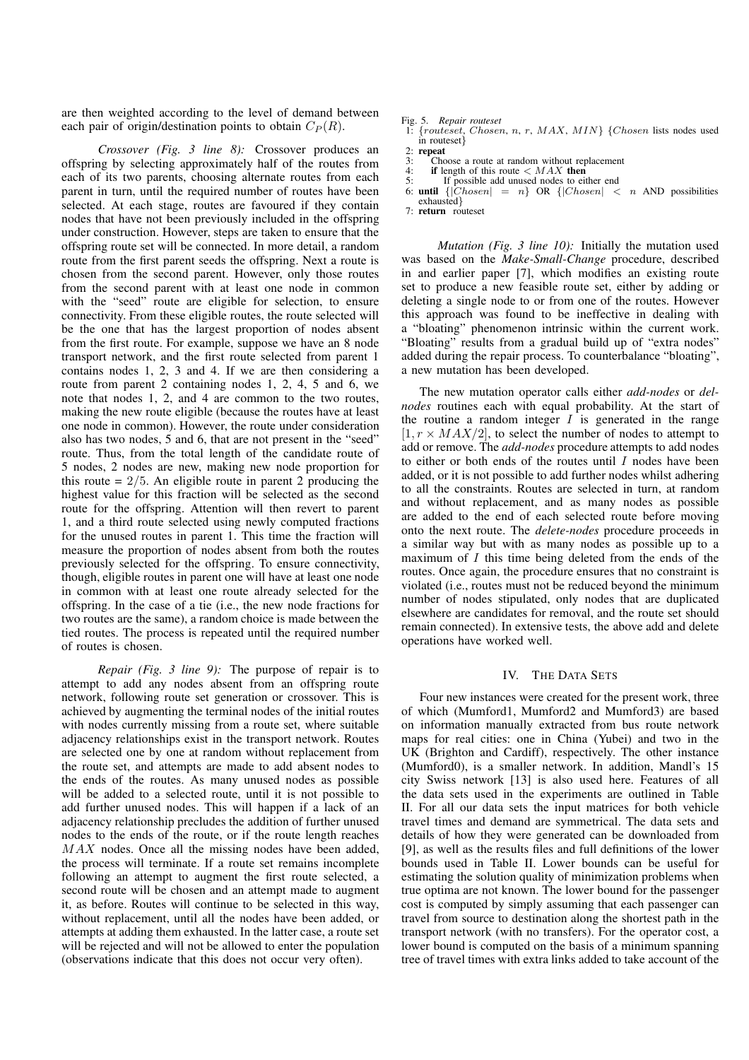are then weighted according to the level of demand between each pair of origin/destination points to obtain $C_P(R)$.

*Crossover (Fig. 3 line 8):* Crossover produces an offspring by selecting approximately half of the routes from each of its two parents, choosing alternate routes from each parent in turn, until the required number of routes have been selected. At each stage, routes are favoured if they contain nodes that have not been previously included in the offspring under construction. However, steps are taken to ensure that the offspring route set will be connected. In more detail, a random route from the first parent seeds the offspring. Next a route is chosen from the second parent. However, only those routes from the second parent with at least one node in common with the "seed" route are eligible for selection, to ensure connectivity. From these eligible routes, the route selected will be the one that has the largest proportion of nodes absent from the first route. For example, suppose we have an 8 node transport network, and the first route selected from parent 1 contains nodes 1, 2, 3 and 4. If we are then considering a route from parent 2 containing nodes 1, 2, 4, 5 and 6, we note that nodes 1, 2, and 4 are common to the two routes, making the new route eligible (because the routes have at least one node in common). However, the route under consideration also has two nodes, 5 and 6, that are not present in the "seed" route. Thus, from the total length of the candidate route of 5 nodes, 2 nodes are new, making new node proportion for this route = $2/5$. An eligible route in parent 2 producing the highest value for this fraction will be selected as the second route for the offspring. Attention will then revert to parent 1, and a third route selected using newly computed fractions for the unused routes in parent 1. This time the fraction will measure the proportion of nodes absent from both the routes previously selected for the offspring. To ensure connectivity, though, eligible routes in parent one will have at least one node in common with at least one route already selected for the offspring. In the case of a tie (i.e., the new node fractions for two routes are the same), a random choice is made between the tied routes. The process is repeated until the required number of routes is chosen.

*Repair (Fig. 3 line 9):* The purpose of repair is to attempt to add any nodes absent from an offspring route network, following route set generation or crossover. This is achieved by augmenting the terminal nodes of the initial routes with nodes currently missing from a route set, where suitable adjacency relationships exist in the transport network. Routes are selected one by one at random without replacement from the route set, and attempts are made to add absent nodes to the ends of the routes. As many unused nodes as possible will be added to a selected route, until it is not possible to add further unused nodes. This will happen if a lack of an adjacency relationship precludes the addition of further unused nodes to the ends of the route, or if the route length reaches $MAX$ nodes. Once all the missing nodes have been added, the process will terminate. If a route set remains incomplete following an attempt to augment the first route selected, a second route will be chosen and an attempt made to augment it, as before. Routes will continue to be selected in this way, without replacement, until all the nodes have been added, or attempts at adding them exhausted. In the latter case, a route set will be rejected and will not be allowed to enter the population (observations indicate that this does not occur very often).

Fig. 5. *Repair routeset*

```
1: {routeset, Chosen, n, r, MAX, MIN} {Chosen lists nodes used in routeset}
2: repeat
3:    Choose a route at random without replacement
4:    if length of this route < MAX then
5:       If possible add unused nodes to either end
6: until {|Chosen| = n} OR {|Chosen| < n AND possibilities exhausted}
7: return routeset
```

*Mutation (Fig. 3 line 10):* Initially the mutation used was based on the *Make-Small-Change* procedure, described in and earlier paper [7], which modifies an existing route set to produce a new feasible route set, either by adding or deleting a single node to or from one of the routes. However this approach was found to be ineffective in dealing with a "bloating" phenomenon intrinsic within the current work. "Bloating" results from a gradual build up of "extra nodes" added during the repair process. To counterbalance "bloating", a new mutation has been developed.

The new mutation operator calls either *add-nodes* or *del-nodes* routines each with equal probability. At the start of the routine a random integer $I$ is generated in the range $[1, r \times MAX/2]$, to select the number of nodes to attempt to add or remove. The *add-nodes* procedure attempts to add nodes to either or both ends of the routes until $I$ nodes have been added, or it is not possible to add further nodes whilst adhering to all the constraints. Routes are selected in turn, at random and without replacement, and as many nodes as possible are added to the end of each selected route before moving onto the next route. The *delete-nodes* procedure proceeds in a similar way but with as many nodes as possible up to a maximum of $I$ this time being deleted from the ends of the routes. Once again, the procedure ensures that no constraint is violated (i.e., routes must not be reduced beyond the minimum number of nodes stipulated, only nodes that are duplicated elsewhere are candidates for removal, and the route set should remain connected). In extensive tests, the above add and delete operations have worked well.

## IV. THE DATA SETS

Four new instances were created for the present work, three of which (Mumford1, Mumford2 and Mumford3) are based on information manually extracted from bus route network maps for real cities: one in China (Yubei) and two in the UK (Brighton and Cardiff), respectively. The other instance (Mumford0), is a smaller network. In addition, Mandl's 15 city Swiss network [13] is also used here. Features of all the data sets used in the experiments are outlined in Table II. For all our data sets the input matrices for both vehicle travel times and demand are symmetrical. The data sets and details of how they were generated can be downloaded from [9], as well as the results files and full definitions of the lower bounds used in Table II. Lower bounds can be useful for estimating the solution quality of minimization problems when true optima are not known. The lower bound for the passenger cost is computed by simply assuming that each passenger can travel from source to destination along the shortest path in the transport network (with no transfers). For the operator cost, a lower bound is computed on the basis of a minimum spanning tree of travel times with extra links added to take account of the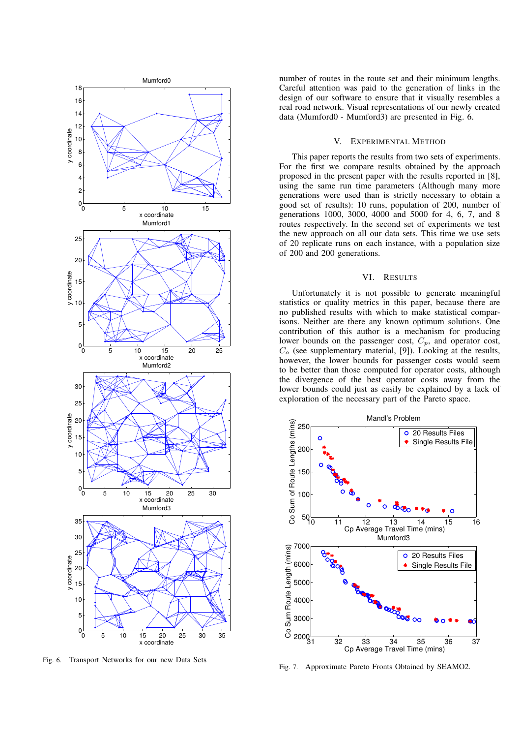Fig. 6. Transport Networks for our new Data Sets

number of routes in the route set and their minimum lengths. Careful attention was paid to the generation of links in the design of our software to ensure that it visually resembles a real road network. Visual representations of our newly created data (Mumford0 - Mumford3) are presented in Fig. 6.

## V. Experimental Method

This paper reports the results from two sets of experiments. For the first we compare results obtained by the approach proposed in the present paper with the results reported in [8], using the same run time parameters (Although many more generations were used than is strictly necessary to obtain a good set of results): 10 runs, population of 200, number of generations 1000, 3000, 4000 and 5000 for 4, 6, 7, and 8 routes respectively. In the second set of experiments we test the new approach on all our data sets. This time we use sets of 20 replicate runs on each instance, with a population size of 200 and 200 generations.

## VI. Results

Unfortunately it is not possible to generate meaningful statistics or quality metrics in this paper, because there are no published results with which to make statistical comparisons. Neither are there any known optimum solutions. One contribution of this author is a mechanism for producing lower bounds on the passenger cost, $C_p$, and operator cost, $C_o$ (see supplementary material, [9]). Looking at the results, however, the lower bounds for passenger costs would seem to be better than those computed for operator costs, although the divergence of the best operator costs away from the lower bounds could just as easily be explained by a lack of exploration of the necessary part of the Pareto space.

Fig. 7. Approximate Pareto Fronts Obtained by SEAMO2.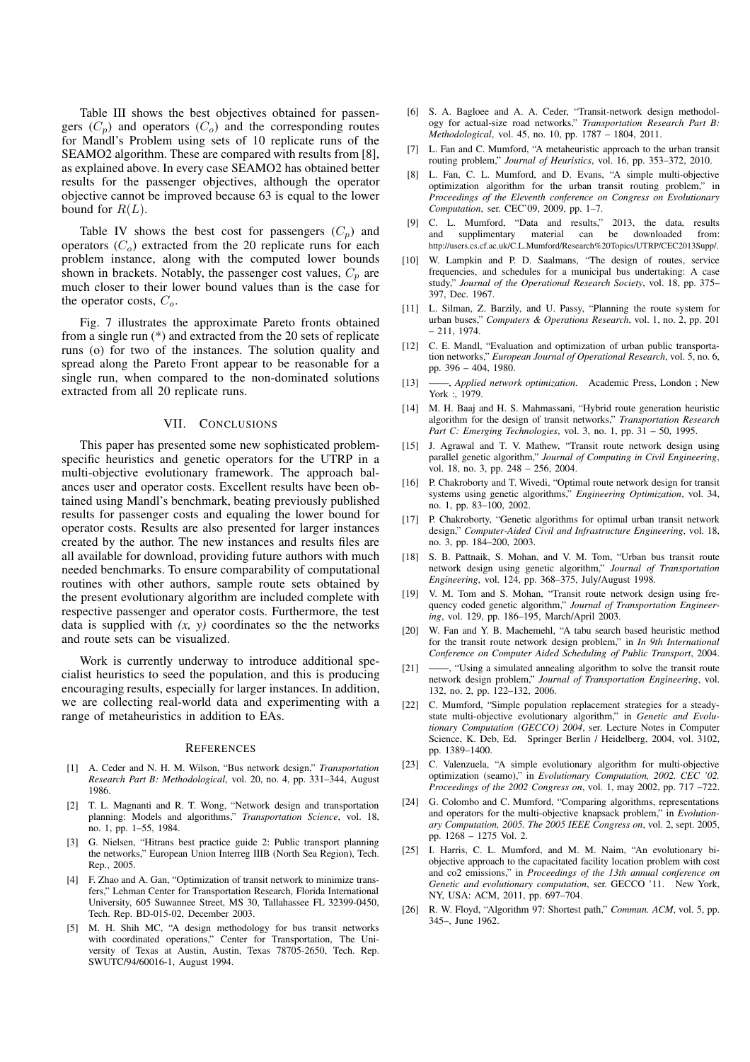Table III shows the best objectives obtained for passengers ($C_p$) and operators ($C_o$) and the corresponding routes for Mandl's Problem using sets of 10 replicate runs of the SEAMO2 algorithm. These are compared with results from [8], as explained above. In every case SEAMO2 has obtained better results for the passenger objectives, although the operator objective cannot be improved because 63 is equal to the lower bound for $R(L)$.

Table IV shows the best cost for passengers ($C_p$) and operators ($C_o$) extracted from the 20 replicate runs for each problem instance, along with the computed lower bounds shown in brackets. Notably, the passenger cost values, $C_p$ are much closer to their lower bound values than is the case for the operator costs, $C_o$.

Fig. 7 illustrates the approximate Pareto fronts obtained from a single run (*) and extracted from the 20 sets of replicate runs (o) for two of the instances. The solution quality and spread along the Pareto Front appear to be reasonable for a single run, when compared to the non-dominated solutions extracted from all 20 replicate runs.

## VII. Conclusions

This paper has presented some new sophisticated problem-specific heuristics and genetic operators for the UTRP in a multi-objective evolutionary framework. The approach balances user and operator costs. Excellent results have been obtained using Mandl's benchmark, beating previously published results for passenger costs and equaling the lower bound for operator costs. Results are also presented for larger instances created by the author. The new instances and results files are all available for download, providing future authors with much needed benchmarks. To ensure comparability of computational routines with other authors, sample route sets obtained by the present evolutionary algorithm are included complete with respective passenger and operator costs. Furthermore, the test data is supplied with *(x, y)* coordinates so the the networks and route sets can be visualized.

Work is currently underway to introduce additional specialist heuristics to seed the population, and this is producing encouraging results, especially for larger instances. In addition, we are collecting real-world data and experimenting with a range of metaheuristics in addition to EAs.

## References

[1] A. Ceder and N. H. M. Wilson, "Bus network design," *Transportation Research Part B: Methodological*, vol. 20, no. 4, pp. 331–344, August 1986.

[2] T. L. Magnanti and R. T. Wong, "Network design and transportation planning: Models and algorithms," *Transportation Science*, vol. 18, no. 1, pp. 1–55, 1984.

[3] G. Nielsen, "Hitrans best practice guide 2: Public transport planning the networks," European Union Interreg IIIB (North Sea Region), Tech. Rep., 2005.

[4] F. Zhao and A. Gan, "Optimization of transit network to minimize transfers," Lehman Center for Transportation Research, Florida International University, 605 Suwannee Street, MS 30, Tallahassee FL 32399-0450, Tech. Rep. BD-015-02, December 2003.

[5] M. H. Shih MC, "A design methodology for bus transit networks with coordinated operations," Center for Transportation, The University of Texas at Austin, Austin, Texas 78705-2650, Tech. Rep. SWUTC/94/60016-1, August 1994.

[6] S. A. Bagloee and A. A. Ceder, "Transit-network design methodology for actual-size road networks," *Transportation Research Part B: Methodological*, vol. 45, no. 10, pp. 1787 – 1804, 2011.

[7] L. Fan and C. Mumford, "A metaheuristic approach to the urban transit routing problem," *Journal of Heuristics*, vol. 16, pp. 353–372, 2010.

[8] L. Fan, C. L. Mumford, and D. Evans, "A simple multi-objective optimization algorithm for the urban transit routing problem," in *Proceedings of the Eleventh conference on Congress on Evolutionary Computation*, ser. CEC'09, 2009, pp. 1–7.

[9] C. L. Mumford, "Data and results," 2013, the data, results and supplimentary material can be downloaded from: http://users.cs.cf.ac.uk/C.L.Mumford/Research%20Topics/UTRP/CEC2013Supp/.

[10] W. Lampkin and P. D. Saalmans, "The design of routes, service frequencies, and schedules for a municipal bus undertaking: A case study," *Journal of the Operational Research Society*, vol. 18, pp. 375–397, Dec. 1967.

[11] L. Silman, Z. Barzily, and U. Passy, "Planning the route system for urban buses," *Computers & Operations Research*, vol. 1, no. 2, pp. 201 – 211, 1974.

[12] C. E. Mandl, "Evaluation and optimization of urban public transportation networks," *European Journal of Operational Research*, vol. 5, no. 6, pp. 396 – 404, 1980.

[13] ——, *Applied network optimization*. Academic Press, London ; New York :, 1979.

[14] M. H. Baaj and H. S. Mahmassani, "Hybrid route generation heuristic algorithm for the design of transit networks," *Transportation Research Part C: Emerging Technologies*, vol. 3, no. 1, pp. 31 – 50, 1995.

[15] J. Agrawal and T. V. Mathew, "Transit route network design using parallel genetic algorithm," *Journal of Computing in Civil Engineering*, vol. 18, no. 3, pp. 248 – 256, 2004.

[16] P. Chakroborty and T. Wivedi, "Optimal route network design for transit systems using genetic algorithms," *Engineering Optimization*, vol. 34, no. 1, pp. 83–100, 2002.

[17] P. Chakroborty, "Genetic algorithms for optimal urban transit network design," *Computer-Aided Civil and Infrastructure Engineering*, vol. 18, no. 3, pp. 184–200, 2003.

[18] S. B. Pattnaik, S. Mohan, and V. M. Tom, "Urban bus transit route network design using genetic algorithm," *Journal of Transportation Engineering*, vol. 124, pp. 368–375, July/August 1998.

[19] V. M. Tom and S. Mohan, "Transit route network design using frequency coded genetic algorithm," *Journal of Transportation Engineering*, vol. 129, pp. 186–195, March/April 2003.

[20] W. Fan and Y. B. Machemehl, "A tabu search based heuristic method for the transit route network design problem," in *In 9th International Conference on Computer Aided Scheduling of Public Transport*, 2004.

[21] ——, "Using a simulated annealing algorithm to solve the transit route network design problem," *Journal of Transportation Engineering*, vol. 132, no. 2, pp. 122–132, 2006.

[22] C. Mumford, "Simple population replacement strategies for a steady-state multi-objective evolutionary algorithm," in *Genetic and Evolutionary Computation (GECCO) 2004*, ser. Lecture Notes in Computer Science, K. Deb, Ed. Springer Berlin / Heidelberg, 2004, vol. 3102, pp. 1389–1400.

[23] C. Valenzuela, "A simple evolutionary algorithm for multi-objective optimization (seamo)," in *Evolutionary Computation, 2002. CEC '02. Proceedings of the 2002 Congress on*, vol. 1, may 2002, pp. 717 –722.

[24] G. Colombo and C. Mumford, "Comparing algorithms, representations and operators for the multi-objective knapsack problem," in *Evolutionary Computation, 2005. The 2005 IEEE Congress on*, vol. 2, sept. 2005, pp. 1268 – 1275 Vol. 2.

[25] I. Harris, C. L. Mumford, and M. M. Naim, "An evolutionary bi-objective approach to the capacitated facility location problem with cost and co2 emissions," in *Proceedings of the 13th annual conference on Genetic and evolutionary computation*, ser. GECCO '11. New York, NY, USA: ACM, 2011, pp. 697–704.

[26] R. W. Floyd, "Algorithm 97: Shortest path," *Commun. ACM*, vol. 5, pp. 345–, June 1962.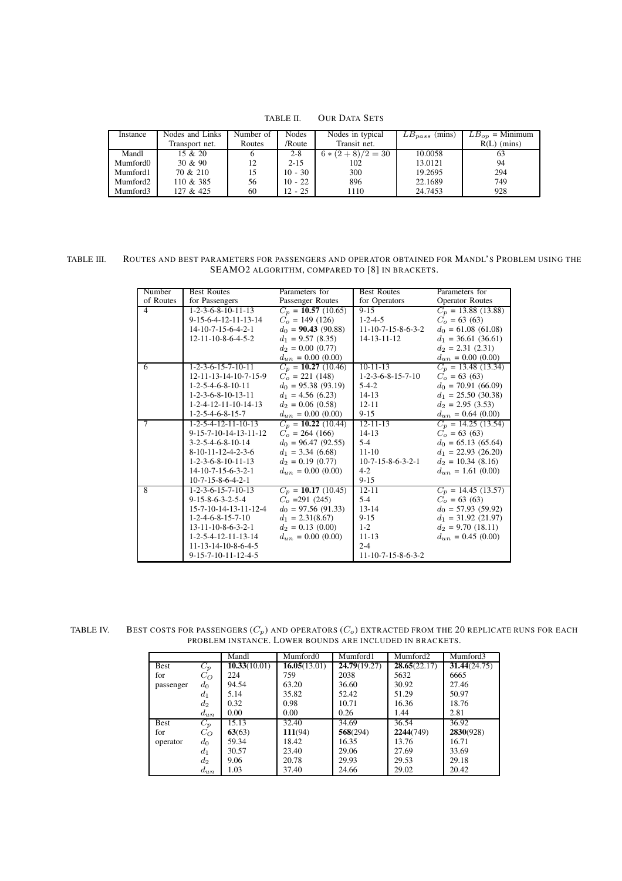TABLE II. OUR DATA SETS

| Instance | Nodes and Links Transport net. | Number of Routes | Nodes /Route | Nodes in typical Transit net. | $LB_{pass}$ (mins) | $LB_{op}$ = Minimum R(L) (mins) |
|---|---|---|---|---|---|---|
| Mandl | 15 & 20 | 6 | 2-8 | $6*(2+8)/2=30$ | 10.0058 | 63 |
| Mumford0 | 30 & 90 | 12 | 2-15 | 102 | 13.0121 | 94 |
| Mumford1 | 70 & 210 | 15 | 10 - 30 | 300 | 19.2695 | 294 |
| Mumford2 | 110 & 385 | 56 | 10 - 22 | 896 | 22.1689 | 749 |
| Mumford3 | 127 & 425 | 60 | 12 - 25 | 1110 | 24.7453 | 928 |

TABLE III. ROUTES AND BEST PARAMETERS FOR PASSENGERS AND OPERATOR OBTAINED FOR MANDL'S PROBLEM USING THE SEAMO2 ALGORITHM, COMPARED TO [8] IN BRACKETS.

| Number of Routes | Best Routes for Passengers | Parameters for Passenger Routes | Best Routes for Operators | Parameters for Operator Routes |
|---|---|---|---|---|
| 4 | 1-2-3-6-8-10-11-13 | $C_p$ = **10.57** (10.65) | 9-15 | $C_p$ = 13.88 (13.88) |
| | 9-15-6-4-12-11-13-14 | $C_o$ = 149 (126) | 1-2-4-5 | $C_o$ = 63 (63) |
| | 14-10-7-15-6-4-2-1 | $d_0$ = **90.43** (90.88) | 11-10-7-15-8-6-3-2 | $d_0$ = 61.08 (61.08) |
| | 12-11-10-8-6-4-5-2 | $d_1$ = 9.57 (8.35) | 14-13-11-12 | $d_1$ = 36.61 (36.61) |
| | | $d_2$ = 0.00 (0.77) | | $d_2$ = 2.31 (2.31) |
| | | $d_{un}$ = 0.00 (0.00) | | $d_{un}$ = 0.00 (0.00) |
| 6 | 1-2-3-6-15-7-10-11 | $C_p$ = **10.27** (10.46) | 10-11-13 | $C_p$ = 13.48 (13.34) |
| | 12-11-13-14-10-7-15-9 | $C_o$ = 221 (148) | 1-2-3-6-8-15-7-10 | $C_o$ = 63 (63) |
| | 1-2-5-4-6-8-10-11 | $d_0$ = 95.38 (93.19) | 5-4-2 | $d_0$ = 70.91 (66.09) |
| | 1-2-3-6-8-10-13-11 | $d_1$ = 4.56 (6.23) | 14-13 | $d_1$ = 25.50 (30.38) |
| | 1-2-4-12-11-10-14-13 | $d_2$ = 0.06 (0.58) | 12-11 | $d_2$ = 2.95 (3.53) |
| | 1-2-5-4-6-8-15-7 | $d_{un}$ = 0.00 (0.00) | 9-15 | $d_{un}$ = 0.64 (0.00) |
| 7 | 1-2-5-4-12-11-10-13 | $C_p$ = **10.22** (10.44) | 12-11-13 | $C_p$ = 14.25 (13.54) |
| | 9-15-7-10-14-13-11-12 | $C_o$ = 264 (166) | 14-13 | $C_o$ = 63 (63) |
| | 3-2-5-4-6-8-10-14 | $d_0$ = 96.47 (92.55) | 5-4 | $d_0$ = 65.13 (65.64) |
| | 8-10-11-12-4-2-3-6 | $d_1$ = 3.34 (6.68) | 11-10 | $d_1$ = 22.93 (26.20) |
| | 1-2-3-6-8-10-11-13 | $d_2$ = 0.19 (0.77) | 10-7-15-8-6-3-2-1 | $d_2$ = 10.34 (8.16) |
| | 14-10-7-15-6-3-2-1 | $d_{un}$ = 0.00 (0.00) | 4-2 | $d_{un}$ = 1.61 (0.00) |
| | 10-7-15-8-6-4-2-1 | | 9-15 | |
| 8 | 1-2-3-6-15-7-10-13 | $C_p$ = **10.17** (10.45) | 12-11 | $C_p$ = 14.45 (13.57) |
| | 9-15-8-6-3-2-5-4 | $C_o$ =291 (245) | 5-4 | $C_o$ = 63 (63) |
| | 15-7-10-14-13-11-12-4 | $d_0$ = 97.56 (91.33) | 13-14 | $d_0$ = 57.93 (59.92) |
| | 1-2-4-6-8-15-7-10 | $d_1$ = 2.31(8.67) | 9-15 | $d_1$ = 31.92 (21.97) |
| | 13-11-10-8-6-3-2-1 | $d_2$ = 0.13 (0.00) | 1-2 | $d_2$ = 9.70 (18.11) |
| | 1-2-5-4-12-11-13-14 | $d_{un}$ = 0.00 (0.00) | 11-13 | $d_{un}$ = 0.45 (0.00) |
| | 11-13-14-10-8-6-4-5 | | 2-4 | |
| | 9-15-7-10-11-12-4-5 | | 11-10-7-15-8-6-3-2 | |

TABLE IV. BEST COSTS FOR PASSENGERS ($C_p$) AND OPERATORS ($C_o$) EXTRACTED FROM THE 20 REPLICATE RUNS FOR EACH PROBLEM INSTANCE. LOWER BOUNDS ARE INCLUDED IN BRACKETS.

| | | Mandl | Mumford0 | Mumford1 | Mumford2 | Mumford3 |
|---|---|---|---|---|---|---|
| Best for passenger | $C_p$ | **10.33**(10.01) | **16.05**(13.01) | **24.79**(19.27) | **28.65**(22.17) | **31.44**(24.75) |
| | $C_O$ | 224 | 759 | 2038 | 5632 | 6665 |
| | $d_0$ | 94.54 | 63.20 | 36.60 | 30.92 | 27.46 |
| | $d_1$ | 5.14 | 35.82 | 52.42 | 51.29 | 50.97 |
| | $d_2$ | 0.32 | 0.98 | 10.71 | 16.36 | 18.76 |
| | $d_{un}$ | 0.00 | 0.00 | 0.26 | 1.44 | 2.81 |
| Best for operator | $C_p$ | 15.13 | 32.40 | 34.69 | 36.54 | 36.92 |
| | $C_O$ | **63**(63) | **111**(94) | **568**(294) | **2244**(749) | **2830**(928) |
| | $d_0$ | 59.34 | 18.42 | 16.35 | 13.76 | 16.71 |
| | $d_1$ | 30.57 | 23.40 | 29.06 | 27.69 | 33.69 |
| | $d_2$ | 9.06 | 20.78 | 29.93 | 29.53 | 29.18 |
| | $d_{un}$ | 1.03 | 37.40 | 24.66 | 29.02 | 20.42 |